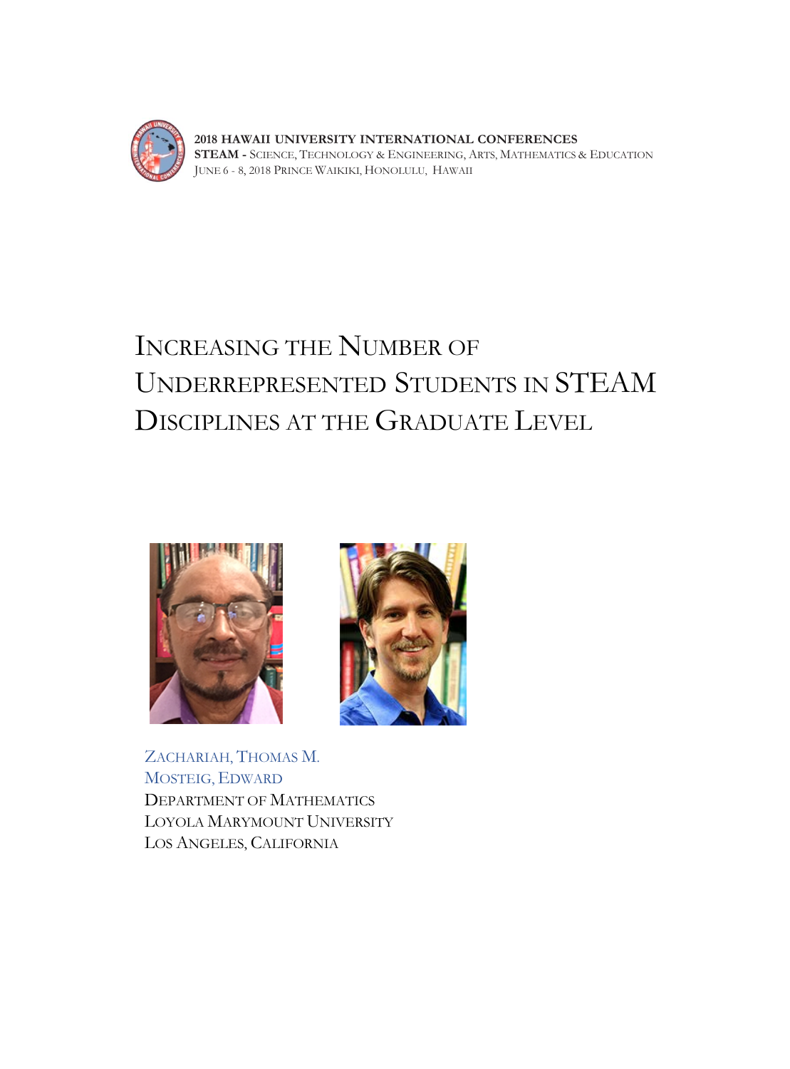2018 HAWAII UNIVERSITY INTERNATIONAL CONFERENCES
STEAM - SCIENCE, TECHNOLOGY & ENGINEERING, ARTS, MATHEMATICS & EDUCATION
JUNE 6 - 8, 2018 PRINCE WAIKIKI, HONOLULU, HAWAII

# INCREASING THE NUMBER OF UNDERREPRESENTED STUDENTS IN STEAM DISCIPLINES AT THE GRADUATE LEVEL

ZACHARIAH, THOMAS M.
MOSTEIG, EDWARD
DEPARTMENT OF MATHEMATICS
LOYOLA MARYMOUNT UNIVERSITY
LOS ANGELES, CALIFORNIA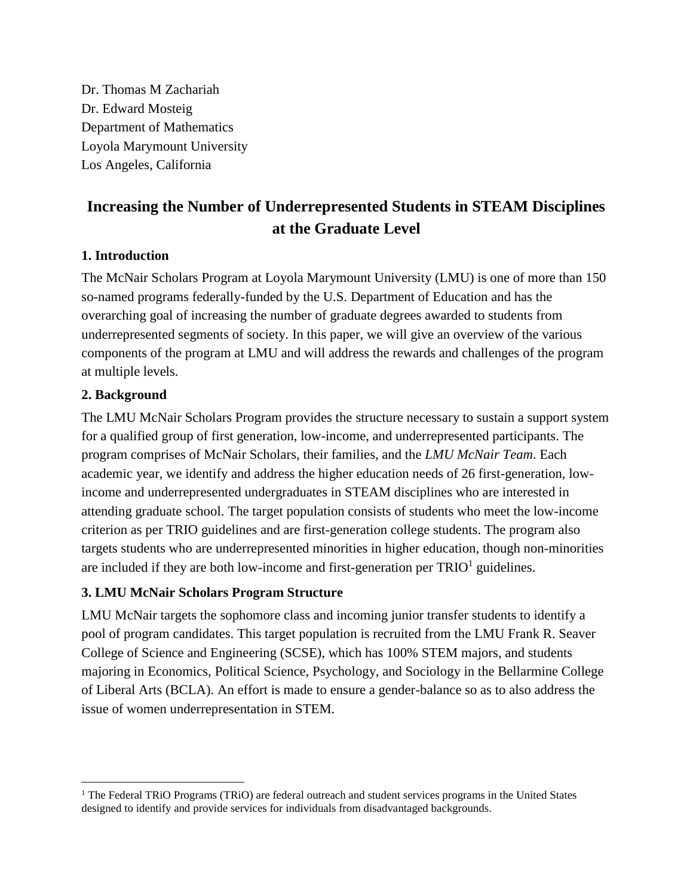Dr. Thomas M Zachariah
Dr. Edward Mosteig
Department of Mathematics
Loyola Marymount University
Los Angeles, California

# Increasing the Number of Underrepresented Students in STEAM Disciplines at the Graduate Level

## 1. Introduction

The McNair Scholars Program at Loyola Marymount University (LMU) is one of more than 150 so-named programs federally-funded by the U.S. Department of Education and has the overarching goal of increasing the number of graduate degrees awarded to students from underrepresented segments of society. In this paper, we will give an overview of the various components of the program at LMU and will address the rewards and challenges of the program at multiple levels.

## 2. Background

The LMU McNair Scholars Program provides the structure necessary to sustain a support system for a qualified group of first generation, low-income, and underrepresented participants. The program comprises of McNair Scholars, their families, and the *LMU McNair Team*. Each academic year, we identify and address the higher education needs of 26 first-generation, low-income and underrepresented undergraduates in STEAM disciplines who are interested in attending graduate school. The target population consists of students who meet the low-income criterion as per TRIO guidelines and are first-generation college students. The program also targets students who are underrepresented minorities in higher education, though non-minorities are included if they are both low-income and first-generation per TRIO[1] guidelines.

## 3. LMU McNair Scholars Program Structure

LMU McNair targets the sophomore class and incoming junior transfer students to identify a pool of program candidates. This target population is recruited from the LMU Frank R. Seaver College of Science and Engineering (SCSE), which has 100% STEM majors, and students majoring in Economics, Political Science, Psychology, and Sociology in the Bellarmine College of Liberal Arts (BCLA). An effort is made to ensure a gender-balance so as to also address the issue of women underrepresentation in STEM.

---

[1] The Federal TRiO Programs (TRiO) are federal outreach and student services programs in the United States designed to identify and provide services for individuals from disadvantaged backgrounds.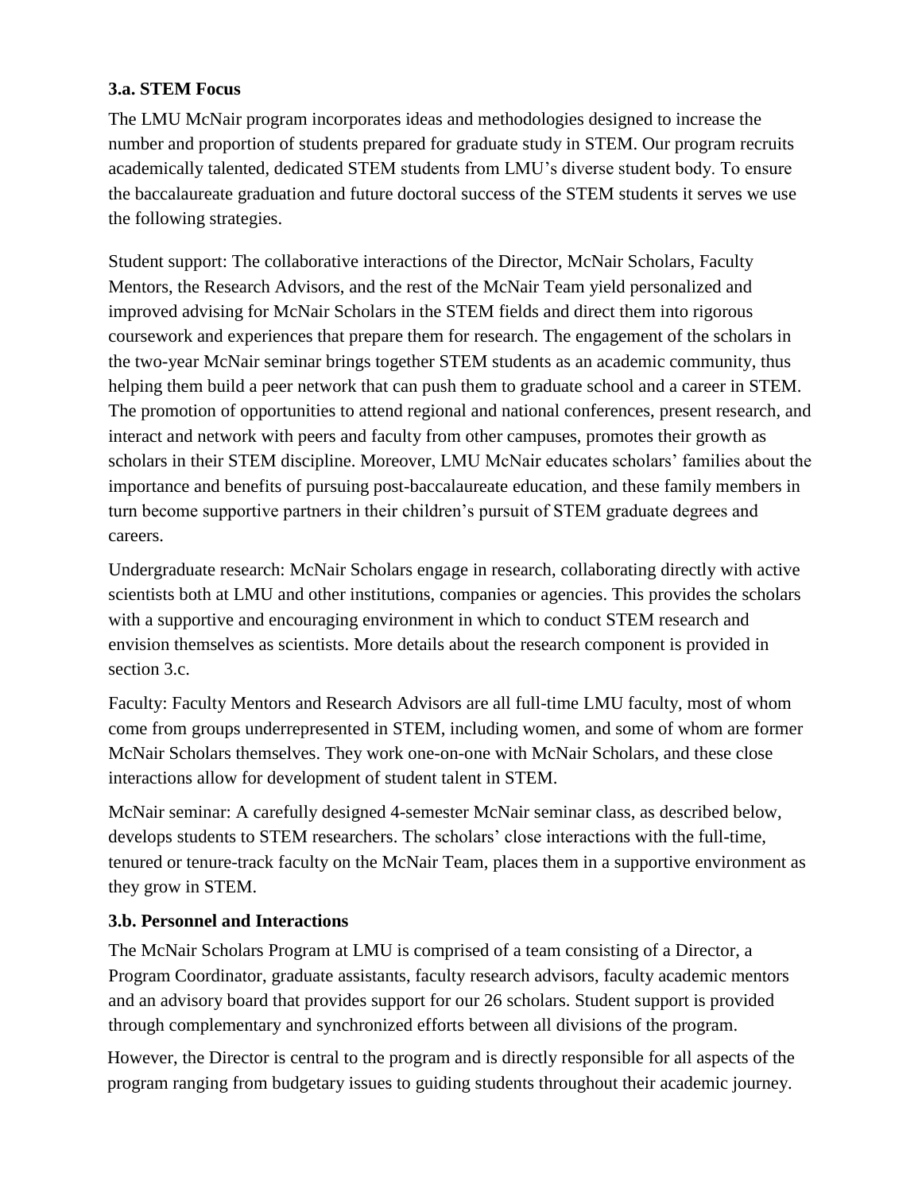### 3.a. STEM Focus

The LMU McNair program incorporates ideas and methodologies designed to increase the number and proportion of students prepared for graduate study in STEM. Our program recruits academically talented, dedicated STEM students from LMU's diverse student body. To ensure the baccalaureate graduation and future doctoral success of the STEM students it serves we use the following strategies.

Student support: The collaborative interactions of the Director, McNair Scholars, Faculty Mentors, the Research Advisors, and the rest of the McNair Team yield personalized and improved advising for McNair Scholars in the STEM fields and direct them into rigorous coursework and experiences that prepare them for research. The engagement of the scholars in the two-year McNair seminar brings together STEM students as an academic community, thus helping them build a peer network that can push them to graduate school and a career in STEM. The promotion of opportunities to attend regional and national conferences, present research, and interact and network with peers and faculty from other campuses, promotes their growth as scholars in their STEM discipline. Moreover, LMU McNair educates scholars' families about the importance and benefits of pursuing post-baccalaureate education, and these family members in turn become supportive partners in their children's pursuit of STEM graduate degrees and careers.

Undergraduate research: McNair Scholars engage in research, collaborating directly with active scientists both at LMU and other institutions, companies or agencies. This provides the scholars with a supportive and encouraging environment in which to conduct STEM research and envision themselves as scientists. More details about the research component is provided in section 3.c.

Faculty: Faculty Mentors and Research Advisors are all full-time LMU faculty, most of whom come from groups underrepresented in STEM, including women, and some of whom are former McNair Scholars themselves. They work one-on-one with McNair Scholars, and these close interactions allow for development of student talent in STEM.

McNair seminar: A carefully designed 4-semester McNair seminar class, as described below, develops students to STEM researchers. The scholars' close interactions with the full-time, tenured or tenure-track faculty on the McNair Team, places them in a supportive environment as they grow in STEM.

### 3.b. Personnel and Interactions

The McNair Scholars Program at LMU is comprised of a team consisting of a Director, a Program Coordinator, graduate assistants, faculty research advisors, faculty academic mentors and an advisory board that provides support for our 26 scholars. Student support is provided through complementary and synchronized efforts between all divisions of the program.

However, the Director is central to the program and is directly responsible for all aspects of the program ranging from budgetary issues to guiding students throughout their academic journey.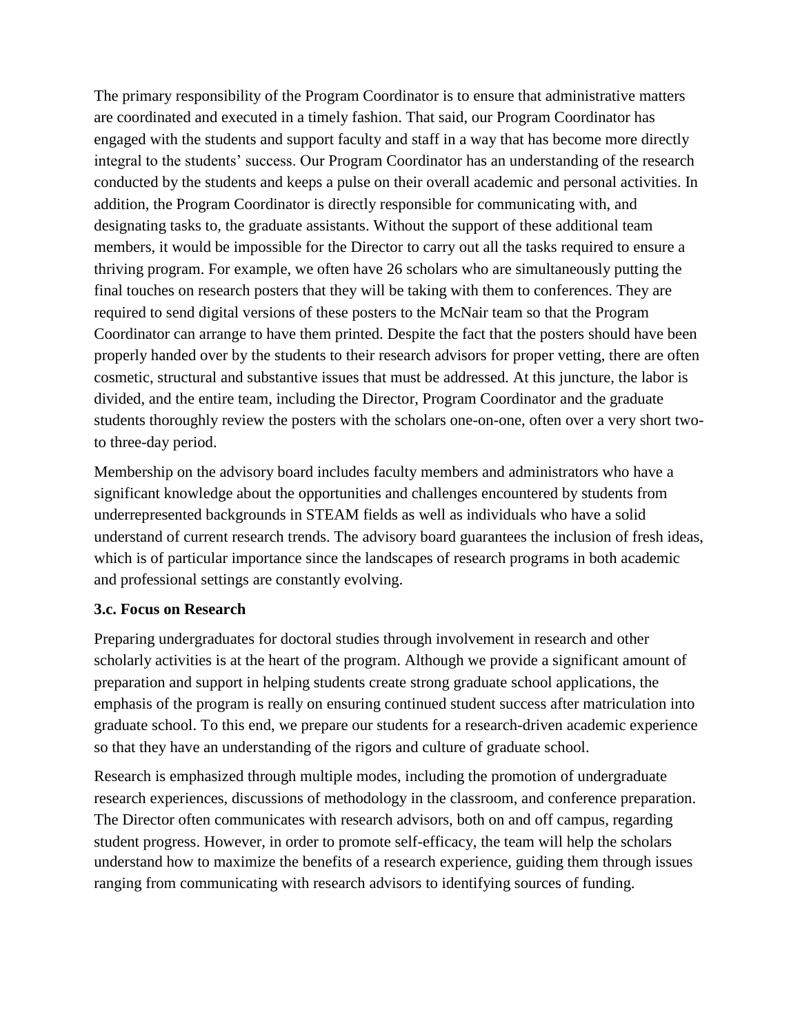The primary responsibility of the Program Coordinator is to ensure that administrative matters are coordinated and executed in a timely fashion. That said, our Program Coordinator has engaged with the students and support faculty and staff in a way that has become more directly integral to the students' success. Our Program Coordinator has an understanding of the research conducted by the students and keeps a pulse on their overall academic and personal activities. In addition, the Program Coordinator is directly responsible for communicating with, and designating tasks to, the graduate assistants. Without the support of these additional team members, it would be impossible for the Director to carry out all the tasks required to ensure a thriving program. For example, we often have 26 scholars who are simultaneously putting the final touches on research posters that they will be taking with them to conferences. They are required to send digital versions of these posters to the McNair team so that the Program Coordinator can arrange to have them printed. Despite the fact that the posters should have been properly handed over by the students to their research advisors for proper vetting, there are often cosmetic, structural and substantive issues that must be addressed. At this juncture, the labor is divided, and the entire team, including the Director, Program Coordinator and the graduate students thoroughly review the posters with the scholars one-on-one, often over a very short two- to three-day period.

Membership on the advisory board includes faculty members and administrators who have a significant knowledge about the opportunities and challenges encountered by students from underrepresented backgrounds in STEAM fields as well as individuals who have a solid understand of current research trends. The advisory board guarantees the inclusion of fresh ideas, which is of particular importance since the landscapes of research programs in both academic and professional settings are constantly evolving.

### 3.c. Focus on Research

Preparing undergraduates for doctoral studies through involvement in research and other scholarly activities is at the heart of the program. Although we provide a significant amount of preparation and support in helping students create strong graduate school applications, the emphasis of the program is really on ensuring continued student success after matriculation into graduate school. To this end, we prepare our students for a research-driven academic experience so that they have an understanding of the rigors and culture of graduate school.

Research is emphasized through multiple modes, including the promotion of undergraduate research experiences, discussions of methodology in the classroom, and conference preparation. The Director often communicates with research advisors, both on and off campus, regarding student progress. However, in order to promote self-efficacy, the team will help the scholars understand how to maximize the benefits of a research experience, guiding them through issues ranging from communicating with research advisors to identifying sources of funding.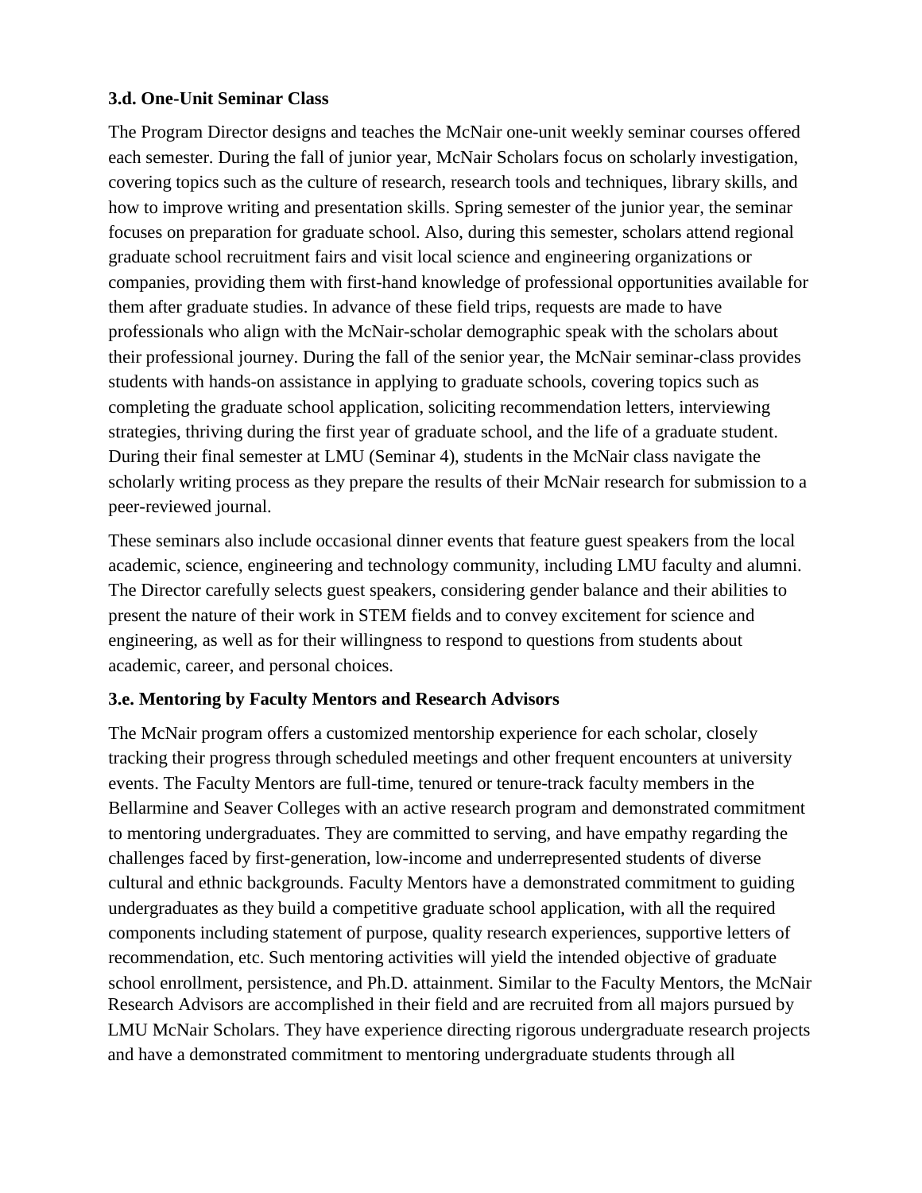### 3.d. One-Unit Seminar Class

The Program Director designs and teaches the McNair one-unit weekly seminar courses offered each semester. During the fall of junior year, McNair Scholars focus on scholarly investigation, covering topics such as the culture of research, research tools and techniques, library skills, and how to improve writing and presentation skills. Spring semester of the junior year, the seminar focuses on preparation for graduate school. Also, during this semester, scholars attend regional graduate school recruitment fairs and visit local science and engineering organizations or companies, providing them with first-hand knowledge of professional opportunities available for them after graduate studies. In advance of these field trips, requests are made to have professionals who align with the McNair-scholar demographic speak with the scholars about their professional journey. During the fall of the senior year, the McNair seminar-class provides students with hands-on assistance in applying to graduate schools, covering topics such as completing the graduate school application, soliciting recommendation letters, interviewing strategies, thriving during the first year of graduate school, and the life of a graduate student. During their final semester at LMU (Seminar 4), students in the McNair class navigate the scholarly writing process as they prepare the results of their McNair research for submission to a peer-reviewed journal.

These seminars also include occasional dinner events that feature guest speakers from the local academic, science, engineering and technology community, including LMU faculty and alumni. The Director carefully selects guest speakers, considering gender balance and their abilities to present the nature of their work in STEM fields and to convey excitement for science and engineering, as well as for their willingness to respond to questions from students about academic, career, and personal choices.

### 3.e. Mentoring by Faculty Mentors and Research Advisors

The McNair program offers a customized mentorship experience for each scholar, closely tracking their progress through scheduled meetings and other frequent encounters at university events. The Faculty Mentors are full-time, tenured or tenure-track faculty members in the Bellarmine and Seaver Colleges with an active research program and demonstrated commitment to mentoring undergraduates. They are committed to serving, and have empathy regarding the challenges faced by first-generation, low-income and underrepresented students of diverse cultural and ethnic backgrounds. Faculty Mentors have a demonstrated commitment to guiding undergraduates as they build a competitive graduate school application, with all the required components including statement of purpose, quality research experiences, supportive letters of recommendation, etc. Such mentoring activities will yield the intended objective of graduate school enrollment, persistence, and Ph.D. attainment. Similar to the Faculty Mentors, the McNair Research Advisors are accomplished in their field and are recruited from all majors pursued by LMU McNair Scholars. They have experience directing rigorous undergraduate research projects and have a demonstrated commitment to mentoring undergraduate students through all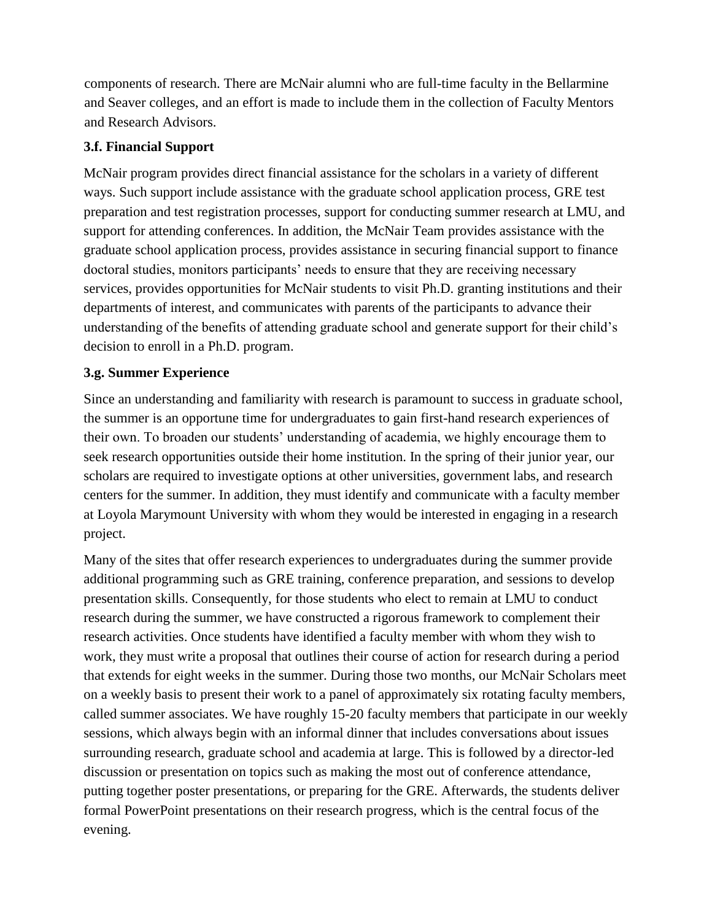components of research. There are McNair alumni who are full-time faculty in the Bellarmine and Seaver colleges, and an effort is made to include them in the collection of Faculty Mentors and Research Advisors.

### 3.f. Financial Support

McNair program provides direct financial assistance for the scholars in a variety of different ways. Such support include assistance with the graduate school application process, GRE test preparation and test registration processes, support for conducting summer research at LMU, and support for attending conferences. In addition, the McNair Team provides assistance with the graduate school application process, provides assistance in securing financial support to finance doctoral studies, monitors participants' needs to ensure that they are receiving necessary services, provides opportunities for McNair students to visit Ph.D. granting institutions and their departments of interest, and communicates with parents of the participants to advance their understanding of the benefits of attending graduate school and generate support for their child's decision to enroll in a Ph.D. program.

### 3.g. Summer Experience

Since an understanding and familiarity with research is paramount to success in graduate school, the summer is an opportune time for undergraduates to gain first-hand research experiences of their own. To broaden our students' understanding of academia, we highly encourage them to seek research opportunities outside their home institution. In the spring of their junior year, our scholars are required to investigate options at other universities, government labs, and research centers for the summer. In addition, they must identify and communicate with a faculty member at Loyola Marymount University with whom they would be interested in engaging in a research project.

Many of the sites that offer research experiences to undergraduates during the summer provide additional programming such as GRE training, conference preparation, and sessions to develop presentation skills. Consequently, for those students who elect to remain at LMU to conduct research during the summer, we have constructed a rigorous framework to complement their research activities. Once students have identified a faculty member with whom they wish to work, they must write a proposal that outlines their course of action for research during a period that extends for eight weeks in the summer. During those two months, our McNair Scholars meet on a weekly basis to present their work to a panel of approximately six rotating faculty members, called summer associates. We have roughly 15-20 faculty members that participate in our weekly sessions, which always begin with an informal dinner that includes conversations about issues surrounding research, graduate school and academia at large. This is followed by a director-led discussion or presentation on topics such as making the most out of conference attendance, putting together poster presentations, or preparing for the GRE. Afterwards, the students deliver formal PowerPoint presentations on their research progress, which is the central focus of the evening.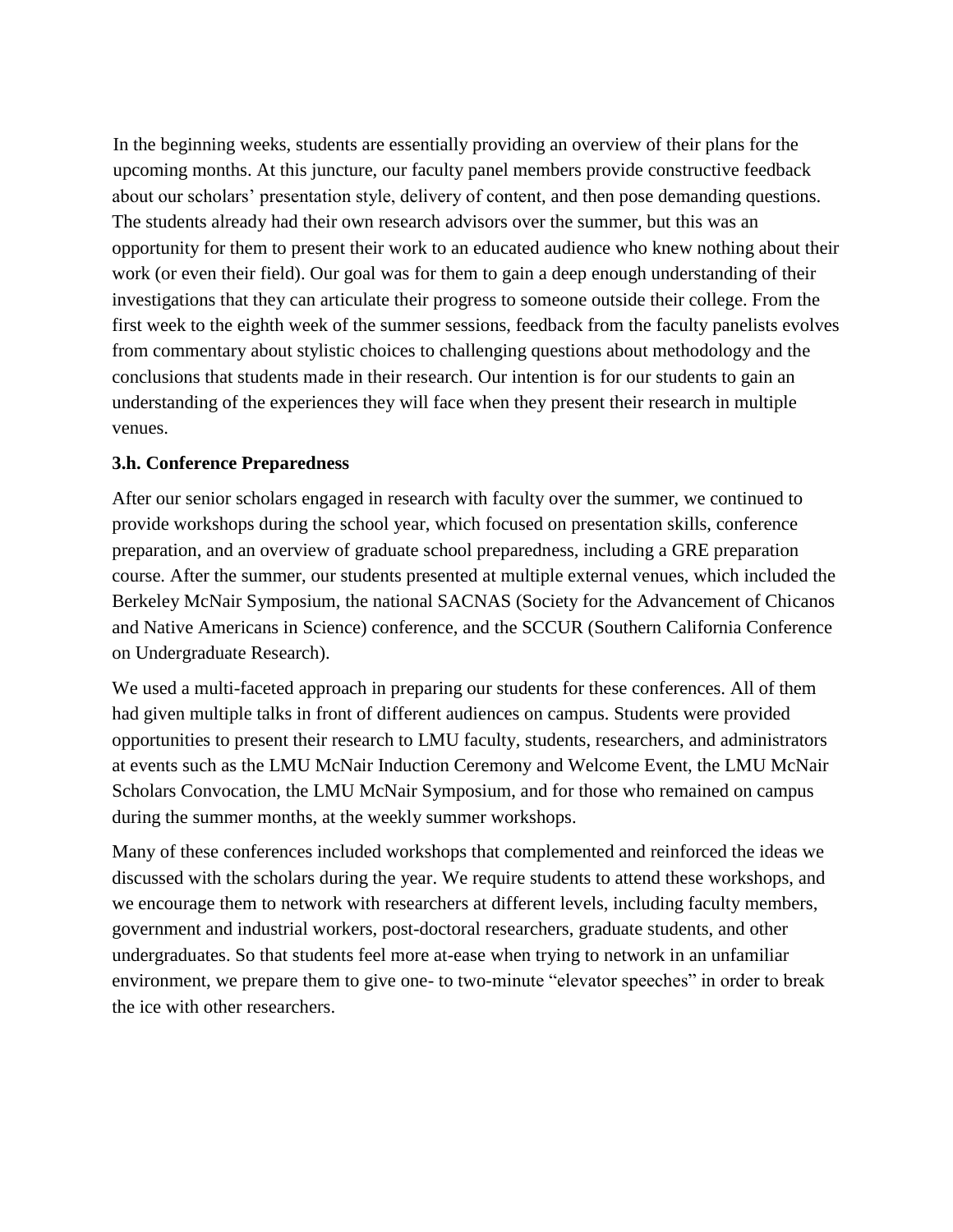In the beginning weeks, students are essentially providing an overview of their plans for the upcoming months. At this juncture, our faculty panel members provide constructive feedback about our scholars' presentation style, delivery of content, and then pose demanding questions. The students already had their own research advisors over the summer, but this was an opportunity for them to present their work to an educated audience who knew nothing about their work (or even their field). Our goal was for them to gain a deep enough understanding of their investigations that they can articulate their progress to someone outside their college. From the first week to the eighth week of the summer sessions, feedback from the faculty panelists evolves from commentary about stylistic choices to challenging questions about methodology and the conclusions that students made in their research. Our intention is for our students to gain an understanding of the experiences they will face when they present their research in multiple venues.

### 3.h. Conference Preparedness

After our senior scholars engaged in research with faculty over the summer, we continued to provide workshops during the school year, which focused on presentation skills, conference preparation, and an overview of graduate school preparedness, including a GRE preparation course. After the summer, our students presented at multiple external venues, which included the Berkeley McNair Symposium, the national SACNAS (Society for the Advancement of Chicanos and Native Americans in Science) conference, and the SCCUR (Southern California Conference on Undergraduate Research).

We used a multi-faceted approach in preparing our students for these conferences. All of them had given multiple talks in front of different audiences on campus. Students were provided opportunities to present their research to LMU faculty, students, researchers, and administrators at events such as the LMU McNair Induction Ceremony and Welcome Event, the LMU McNair Scholars Convocation, the LMU McNair Symposium, and for those who remained on campus during the summer months, at the weekly summer workshops.

Many of these conferences included workshops that complemented and reinforced the ideas we discussed with the scholars during the year. We require students to attend these workshops, and we encourage them to network with researchers at different levels, including faculty members, government and industrial workers, post-doctoral researchers, graduate students, and other undergraduates. So that students feel more at-ease when trying to network in an unfamiliar environment, we prepare them to give one- to two-minute "elevator speeches" in order to break the ice with other researchers.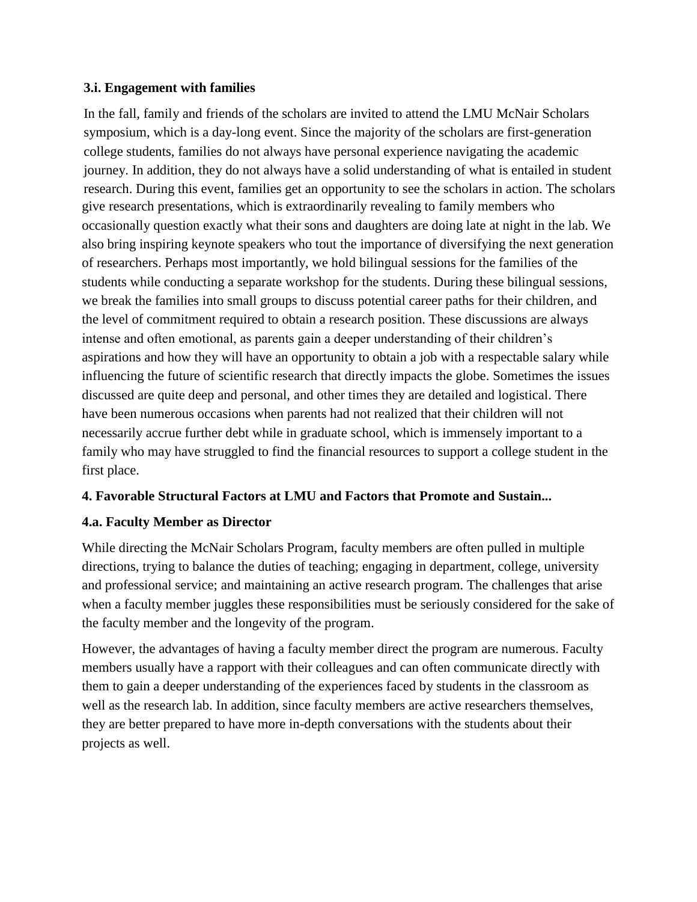### 3.i. Engagement with families

In the fall, family and friends of the scholars are invited to attend the LMU McNair Scholars symposium, which is a day-long event. Since the majority of the scholars are first-generation college students, families do not always have personal experience navigating the academic journey. In addition, they do not always have a solid understanding of what is entailed in student research. During this event, families get an opportunity to see the scholars in action. The scholars give research presentations, which is extraordinarily revealing to family members who occasionally question exactly what their sons and daughters are doing late at night in the lab. We also bring inspiring keynote speakers who tout the importance of diversifying the next generation of researchers. Perhaps most importantly, we hold bilingual sessions for the families of the students while conducting a separate workshop for the students. During these bilingual sessions, we break the families into small groups to discuss potential career paths for their children, and the level of commitment required to obtain a research position. These discussions are always intense and often emotional, as parents gain a deeper understanding of their children's aspirations and how they will have an opportunity to obtain a job with a respectable salary while influencing the future of scientific research that directly impacts the globe. Sometimes the issues discussed are quite deep and personal, and other times they are detailed and logistical. There have been numerous occasions when parents had not realized that their children will not necessarily accrue further debt while in graduate school, which is immensely important to a family who may have struggled to find the financial resources to support a college student in the first place.

## 4. Favorable Structural Factors at LMU and Factors that Promote and Sustain...

### 4.a. Faculty Member as Director

While directing the McNair Scholars Program, faculty members are often pulled in multiple directions, trying to balance the duties of teaching; engaging in department, college, university and professional service; and maintaining an active research program. The challenges that arise when a faculty member juggles these responsibilities must be seriously considered for the sake of the faculty member and the longevity of the program.

However, the advantages of having a faculty member direct the program are numerous. Faculty members usually have a rapport with their colleagues and can often communicate directly with them to gain a deeper understanding of the experiences faced by students in the classroom as well as the research lab. In addition, since faculty members are active researchers themselves, they are better prepared to have more in-depth conversations with the students about their projects as well.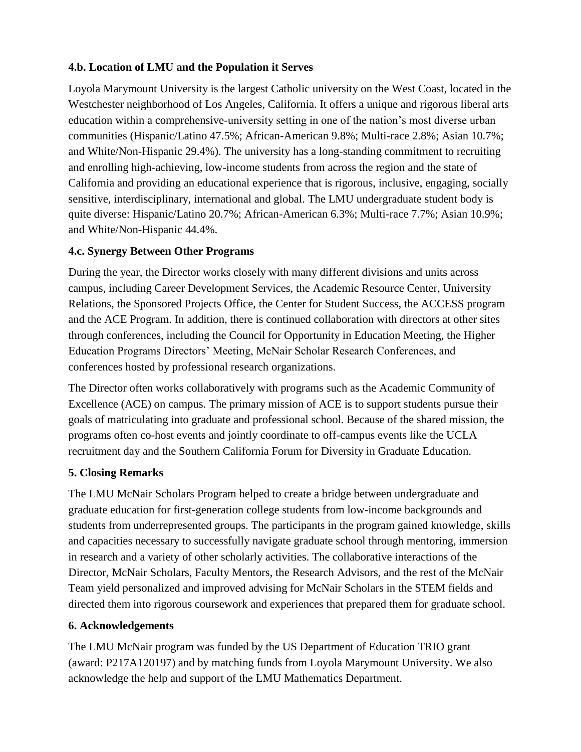### 4.b. Location of LMU and the Population it Serves

Loyola Marymount University is the largest Catholic university on the West Coast, located in the Westchester neighborhood of Los Angeles, California. It offers a unique and rigorous liberal arts education within a comprehensive-university setting in one of the nation's most diverse urban communities (Hispanic/Latino 47.5%; African-American 9.8%; Multi-race 2.8%; Asian 10.7%; and White/Non-Hispanic 29.4%). The university has a long-standing commitment to recruiting and enrolling high-achieving, low-income students from across the region and the state of California and providing an educational experience that is rigorous, inclusive, engaging, socially sensitive, interdisciplinary, international and global. The LMU undergraduate student body is quite diverse: Hispanic/Latino 20.7%; African-American 6.3%; Multi-race 7.7%; Asian 10.9%; and White/Non-Hispanic 44.4%.

### 4.c. Synergy Between Other Programs

During the year, the Director works closely with many different divisions and units across campus, including Career Development Services, the Academic Resource Center, University Relations, the Sponsored Projects Office, the Center for Student Success, the ACCESS program and the ACE Program. In addition, there is continued collaboration with directors at other sites through conferences, including the Council for Opportunity in Education Meeting, the Higher Education Programs Directors' Meeting, McNair Scholar Research Conferences, and conferences hosted by professional research organizations.

The Director often works collaboratively with programs such as the Academic Community of Excellence (ACE) on campus. The primary mission of ACE is to support students pursue their goals of matriculating into graduate and professional school. Because of the shared mission, the programs often co-host events and jointly coordinate to off-campus events like the UCLA recruitment day and the Southern California Forum for Diversity in Graduate Education.

### 5. Closing Remarks

The LMU McNair Scholars Program helped to create a bridge between undergraduate and graduate education for first-generation college students from low-income backgrounds and students from underrepresented groups. The participants in the program gained knowledge, skills and capacities necessary to successfully navigate graduate school through mentoring, immersion in research and a variety of other scholarly activities. The collaborative interactions of the Director, McNair Scholars, Faculty Mentors, the Research Advisors, and the rest of the McNair Team yield personalized and improved advising for McNair Scholars in the STEM fields and directed them into rigorous coursework and experiences that prepared them for graduate school.

### 6. Acknowledgements

The LMU McNair program was funded by the US Department of Education TRIO grant (award: P217A120197) and by matching funds from Loyola Marymount University. We also acknowledge the help and support of the LMU Mathematics Department.